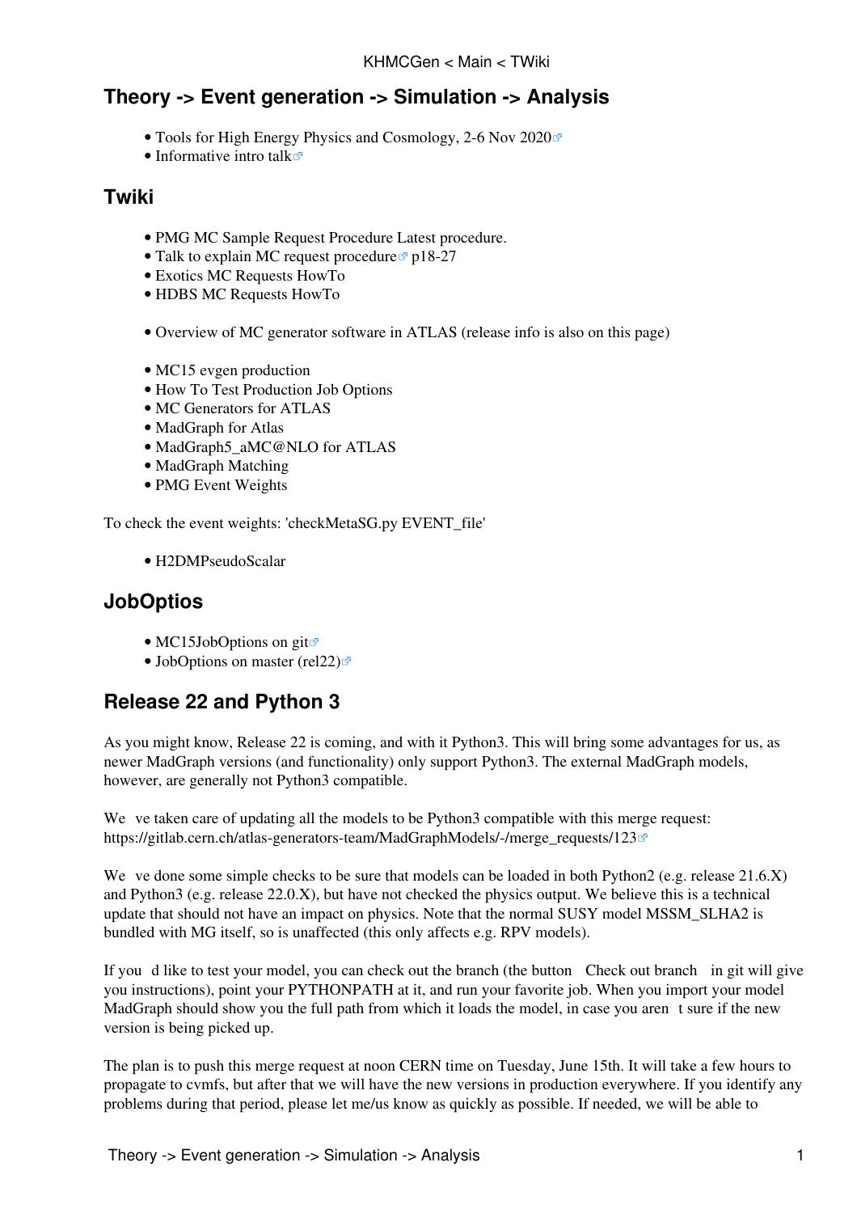# Theory -> Event generation -> Simulation -> Analysis

- Tools for High Energy Physics and Cosmology, 2-6 Nov 2020
- Informative intro talk

## Twiki

- PMG MC Sample Request Procedure Latest procedure.
- Talk to explain MC request procedure p18-27
- Exotics MC Requests HowTo
- HDBS MC Requests HowTo

- Overview of MC generator software in ATLAS (release info is also on this page)

- MC15 evgen production
- How To Test Production Job Options
- MC Generators for ATLAS
- MadGraph for Atlas
- MadGraph5_aMC@NLO for ATLAS
- MadGraph Matching
- PMG Event Weights

To check the event weights: 'checkMetaSG.py EVENT_file'

- H2DMPseudoScalar

## JobOptios

- MC15JobOptions on git
- JobOptions on master (rel22)

## Release 22 and Python 3

As you might know, Release 22 is coming, and with it Python3. This will bring some advantages for us, as newer MadGraph versions (and functionality) only support Python3. The external MadGraph models, however, are generally not Python3 compatible.

We ve taken care of updating all the models to be Python3 compatible with this merge request: https://gitlab.cern.ch/atlas-generators-team/MadGraphModels/-/merge_requests/123

We ve done some simple checks to be sure that models can be loaded in both Python2 (e.g. release 21.6.X) and Python3 (e.g. release 22.0.X), but have not checked the physics output. We believe this is a technical update that should not have an impact on physics. Note that the normal SUSY model MSSM_SLHA2 is bundled with MG itself, so is unaffected (this only affects e.g. RPV models).

If you d like to test your model, you can check out the branch (the button Check out branch in git will give you instructions), point your PYTHONPATH at it, and run your favorite job. When you import your model MadGraph should show you the full path from which it loads the model, in case you aren t sure if the new version is being picked up.

The plan is to push this merge request at noon CERN time on Tuesday, June 15th. It will take a few hours to propagate to cvmfs, but after that we will have the new versions in production everywhere. If you identify any problems during that period, please let me/us know as quickly as possible. If needed, we will be able to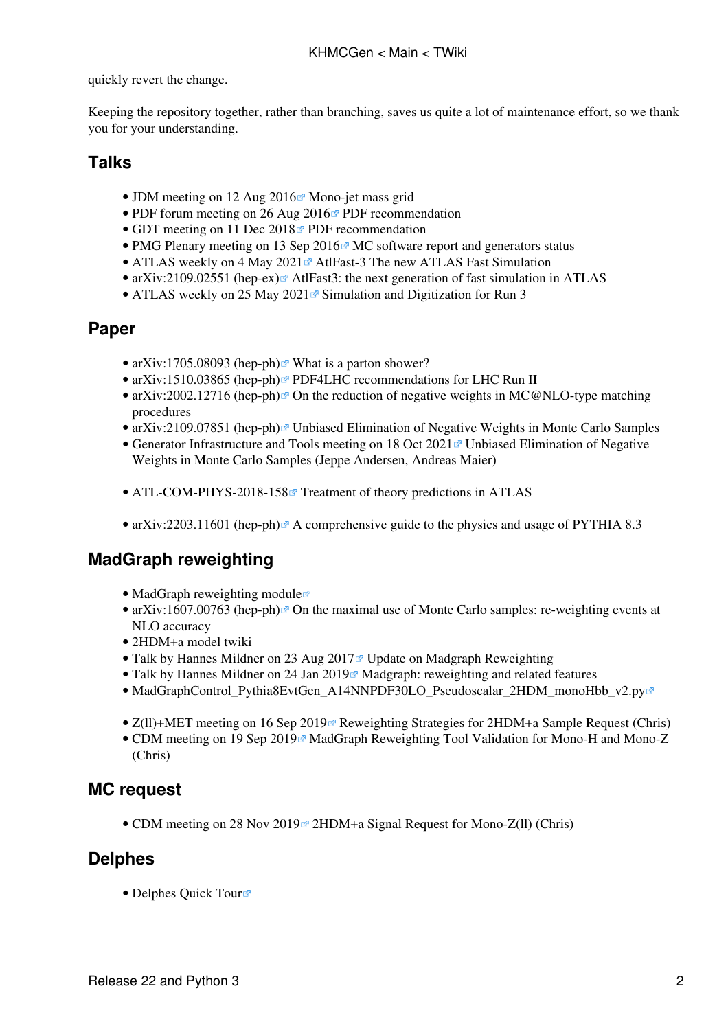quickly revert the change.

Keeping the repository together, rather than branching, saves us quite a lot of maintenance effort, so we thank you for your understanding.

## Talks

- JDM meeting on 12 Aug 2016 Mono-jet mass grid
- PDF forum meeting on 26 Aug 2016 PDF recommendation
- GDT meeting on 11 Dec 2018 PDF recommendation
- PMG Plenary meeting on 13 Sep 2016 MC software report and generators status
- ATLAS weekly on 4 May 2021 AtlFast-3 The new ATLAS Fast Simulation
- arXiv:2109.02551 (hep-ex) AtlFast3: the next generation of fast simulation in ATLAS
- ATLAS weekly on 25 May 2021 Simulation and Digitization for Run 3

## Paper

- arXiv:1705.08093 (hep-ph) What is a parton shower?
- arXiv:1510.03865 (hep-ph) PDF4LHC recommendations for LHC Run II
- arXiv:2002.12716 (hep-ph) On the reduction of negative weights in MC@NLO-type matching procedures
- arXiv:2109.07851 (hep-ph) Unbiased Elimination of Negative Weights in Monte Carlo Samples
- Generator Infrastructure and Tools meeting on 18 Oct 2021 Unbiased Elimination of Negative Weights in Monte Carlo Samples (Jeppe Andersen, Andreas Maier)

- ATL-COM-PHYS-2018-158 Treatment of theory predictions in ATLAS

- arXiv:2203.11601 (hep-ph) A comprehensive guide to the physics and usage of PYTHIA 8.3

## MadGraph reweighting

- MadGraph reweighting module
- arXiv:1607.00763 (hep-ph) On the maximal use of Monte Carlo samples: re-weighting events at NLO accuracy
- 2HDM+a model twiki
- Talk by Hannes Mildner on 23 Aug 2017 Update on Madgraph Reweighting
- Talk by Hannes Mildner on 24 Jan 2019 Madgraph: reweighting and related features
- MadGraphControl_Pythia8EvtGen_A14NNPDF30LO_Pseudoscalar_2HDM_monoHbb_v2.py

- Z(ll)+MET meeting on 16 Sep 2019 Reweighting Strategies for 2HDM+a Sample Request (Chris)
- CDM meeting on 19 Sep 2019 MadGraph Reweighting Tool Validation for Mono-H and Mono-Z (Chris)

## MC request

- CDM meeting on 28 Nov 2019 2HDM+a Signal Request for Mono-Z(ll) (Chris)

## Delphes

- Delphes Quick Tour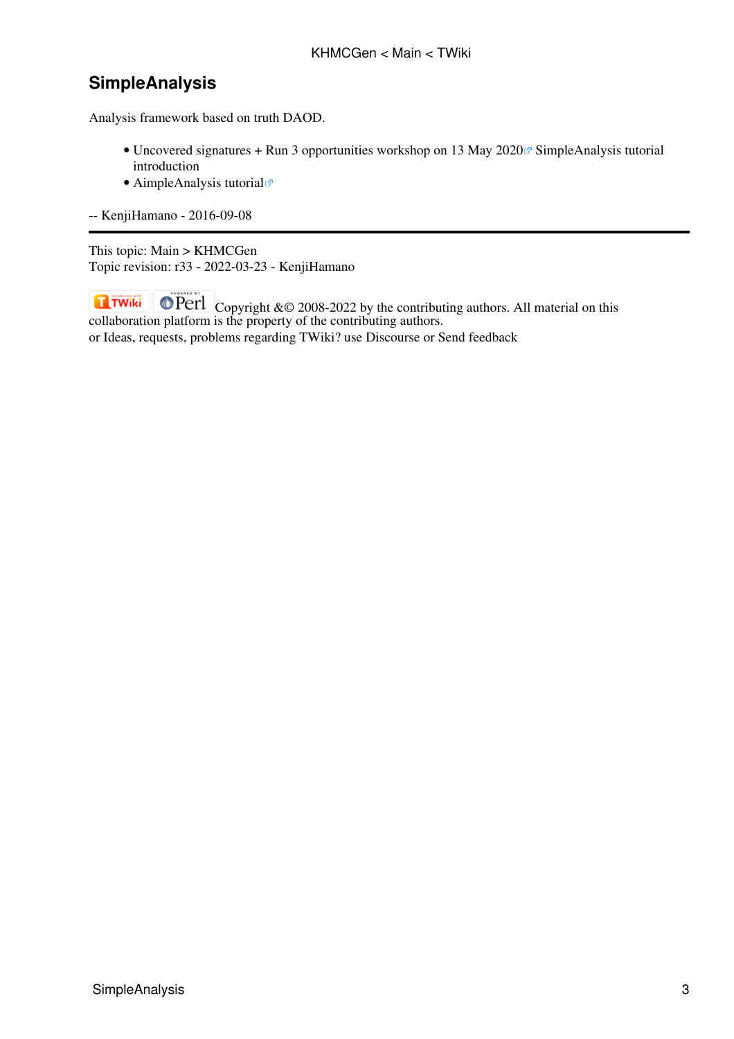## SimpleAnalysis

Analysis framework based on truth DAOD.

- Uncovered signatures + Run 3 opportunities workshop on 13 May 2020 SimpleAnalysis tutorial introduction
- AimpleAnalysis tutorial

-- KenjiHamano - 2016-09-08

---

This topic: Main > KHMCGen
Topic revision: r33 - 2022-03-23 - KenjiHamano

Copyright &© 2008-2022 by the contributing authors. All material on this collaboration platform is the property of the contributing authors.
or Ideas, requests, problems regarding TWiki? use Discourse or Send feedback